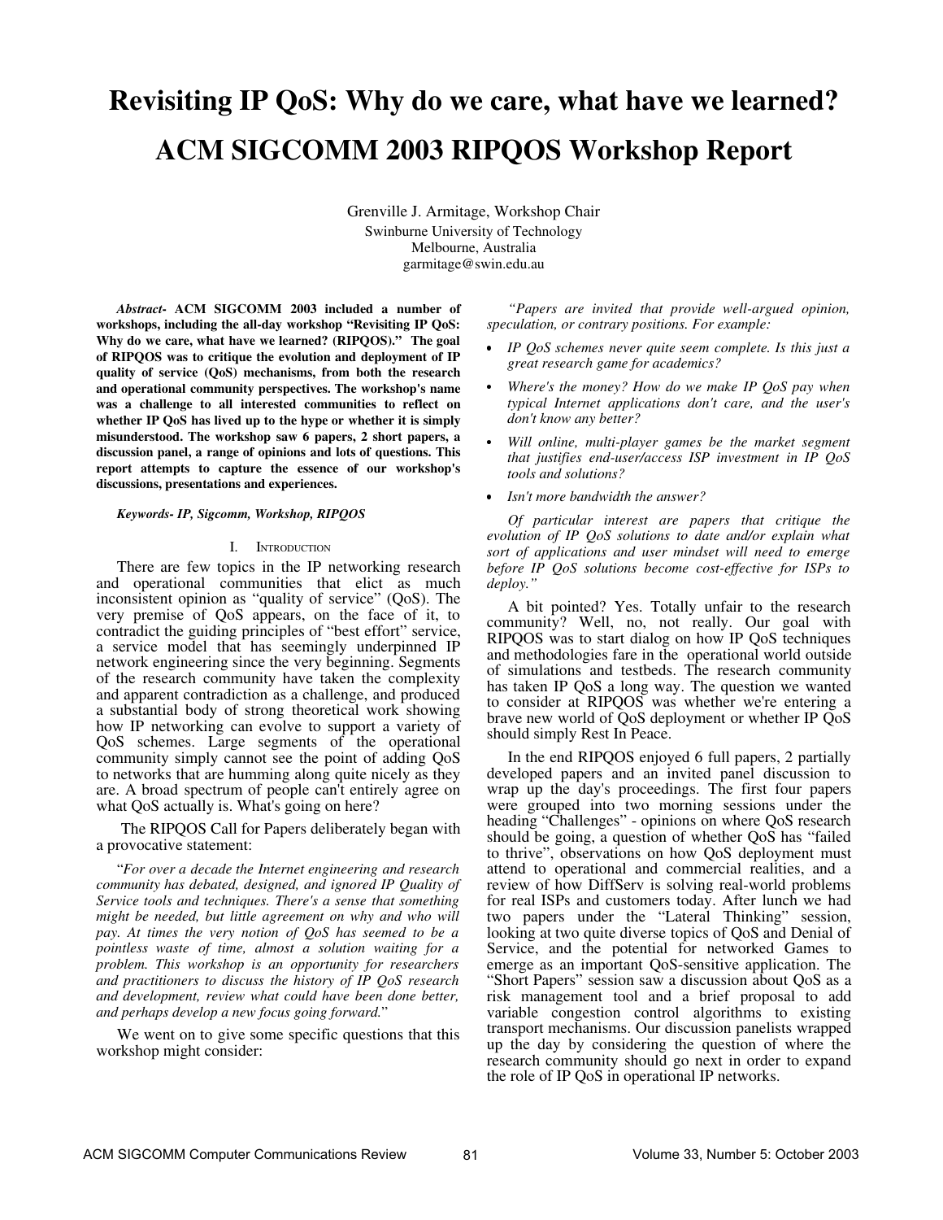# Revisiting IP QoS: Why do we care, what have we learned?

# ACM SIGCOMM 2003 RIPQOS Workshop Report

Grenville J. Armitage, Workshop Chair
Swinburne University of Technology
Melbourne, Australia
garmitage@swin.edu.au

***Abstract*- ACM SIGCOMM 2003 included a number of workshops, including the all-day workshop "Revisiting IP QoS: Why do we care, what have we learned? (RIPQOS)." The goal of RIPQOS was to critique the evolution and deployment of IP quality of service (QoS) mechanisms, from both the research and operational community perspectives. The workshop's name was a challenge to all interested communities to reflect on whether IP QoS has lived up to the hype or whether it is simply misunderstood. The workshop saw 6 papers, 2 short papers, a discussion panel, a range of opinions and lots of questions. This report attempts to capture the essence of our workshop's discussions, presentations and experiences.**

***Keywords- IP, Sigcomm, Workshop, RIPQOS***

## I. Introduction

There are few topics in the IP networking research and operational communities that elict as much inconsistent opinion as "quality of service" (QoS). The very premise of QoS appears, on the face of it, to contradict the guiding principles of "best effort" service, a service model that has seemingly underpinned IP network engineering since the very beginning. Segments of the research community have taken the complexity and apparent contradiction as a challenge, and produced a substantial body of strong theoretical work showing how IP networking can evolve to support a variety of QoS schemes. Large segments of the operational community simply cannot see the point of adding QoS to networks that are humming along quite nicely as they are. A broad spectrum of people can't entirely agree on what QoS actually is. What's going on here?

The RIPQOS Call for Papers deliberately began with a provocative statement:

"*For over a decade the Internet engineering and research community has debated, designed, and ignored IP Quality of Service tools and techniques. There's a sense that something might be needed, but little agreement on why and who will pay. At times the very notion of QoS has seemed to be a pointless waste of time, almost a solution waiting for a problem. This workshop is an opportunity for researchers and practitioners to discuss the history of IP QoS research and development, review what could have been done better, and perhaps develop a new focus going forward.*"

We went on to give some specific questions that this workshop might consider:

*"Papers are invited that provide well-argued opinion, speculation, or contrary positions. For example:*

- *IP QoS schemes never quite seem complete. Is this just a great research game for academics?*
- *Where's the money? How do we make IP QoS pay when typical Internet applications don't care, and the user's don't know any better?*
- *Will online, multi-player games be the market segment that justifies end-user/access ISP investment in IP QoS tools and solutions?*
- *Isn't more bandwidth the answer?*

*Of particular interest are papers that critique the evolution of IP QoS solutions to date and/or explain what sort of applications and user mindset will need to emerge before IP QoS solutions become cost-effective for ISPs to deploy."*

A bit pointed? Yes. Totally unfair to the research community? Well, no, not really. Our goal with RIPQOS was to start dialog on how IP QoS techniques and methodologies fare in the operational world outside of simulations and testbeds. The research community has taken IP QoS a long way. The question we wanted to consider at RIPQOS was whether we're entering a brave new world of QoS deployment or whether IP QoS should simply Rest In Peace.

In the end RIPQOS enjoyed 6 full papers, 2 partially developed papers and an invited panel discussion to wrap up the day's proceedings. The first four papers were grouped into two morning sessions under the heading "Challenges" - opinions on where QoS research should be going, a question of whether QoS has "failed to thrive", observations on how QoS deployment must attend to operational and commercial realities, and a review of how DiffServ is solving real-world problems for real ISPs and customers today. After lunch we had two papers under the "Lateral Thinking" session, looking at two quite diverse topics of QoS and Denial of Service, and the potential for networked Games to emerge as an important QoS-sensitive application. The "Short Papers" session saw a discussion about QoS as a risk management tool and a brief proposal to add variable congestion control algorithms to existing transport mechanisms. Our discussion panelists wrapped up the day by considering the question of where the research community should go next in order to expand the role of IP QoS in operational IP networks.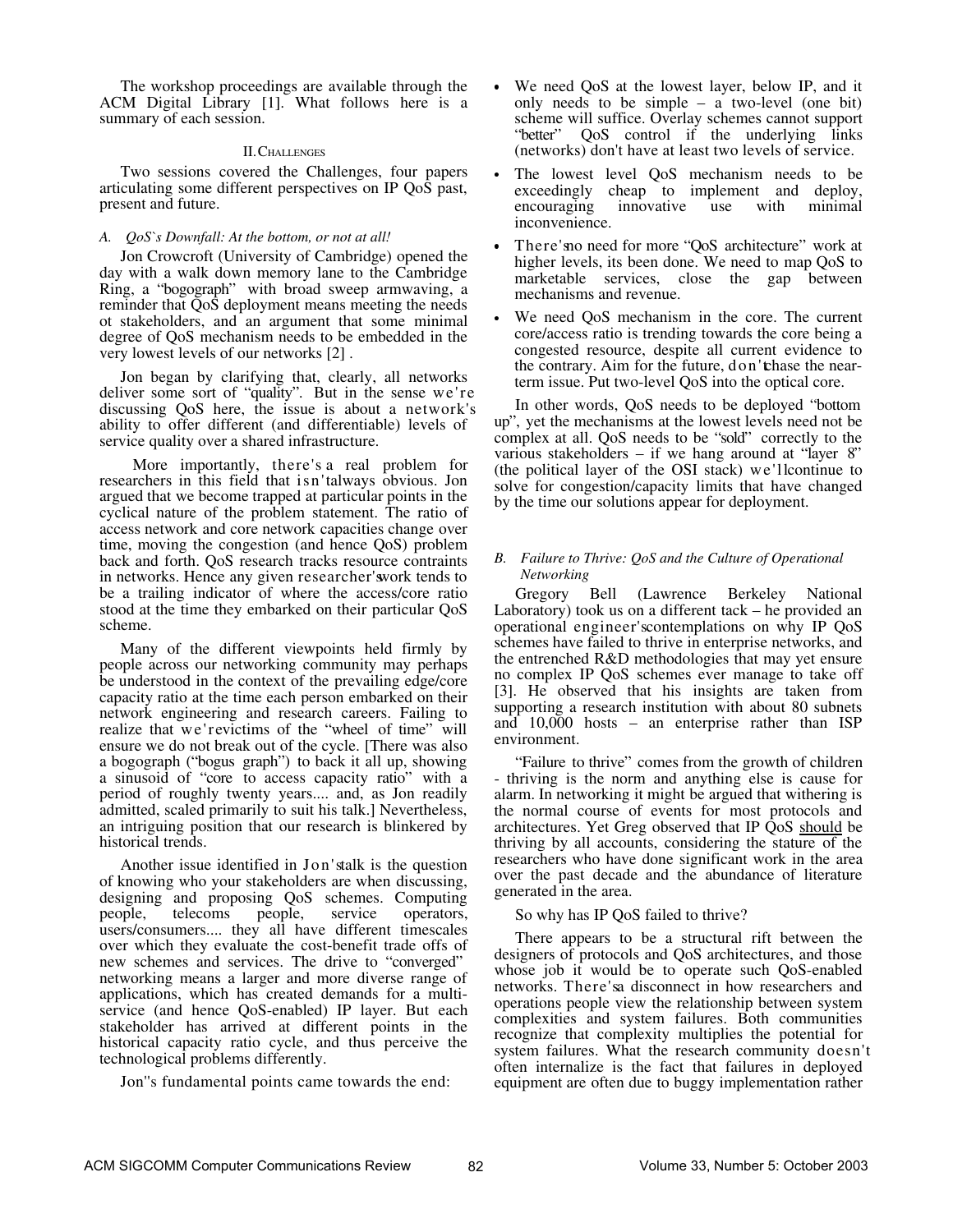The workshop proceedings are available through the ACM Digital Library [1]. What follows here is a summary of each session.

## II. Challenges

Two sessions covered the Challenges, four papers articulating some different perspectives on IP QoS past, present and future.

### A. QoS`s Downfall: At the bottom, or not at all!

Jon Crowcroft (University of Cambridge) opened the day with a walk down memory lane to the Cambridge Ring, a "bogograph" with broad sweep armwaving, a reminder that QoS deployment means meeting the needs ot stakeholders, and an argument that some minimal degree of QoS mechanism needs to be embedded in the very lowest levels of our networks [2] .

Jon began by clarifying that, clearly, all networks deliver some sort of "quality". But in the sense we're discussing QoS here, the issue is about a network's ability to offer different (and differentiable) levels of service quality over a shared infrastructure.

More importantly, there's a real problem for researchers in this field that isn't always obvious. Jon argued that we become trapped at particular points in the cyclical nature of the problem statement. The ratio of access network and core network capacities change over time, moving the congestion (and hence QoS) problem back and forth. QoS research tracks resource contraints in networks. Hence any given researcher's work tends to be a trailing indicator of where the access/core ratio stood at the time they embarked on their particular QoS scheme.

Many of the different viewpoints held firmly by people across our networking community may perhaps be understood in the context of the prevailing edge/core capacity ratio at the time each person embarked on their network engineering and research careers. Failing to realize that we're victims of the "wheel of time" will ensure we do not break out of the cycle. [There was also a bogograph ("bogus graph") to back it all up, showing a sinusoid of "core to access capacity ratio" with a period of roughly twenty years.... and, as Jon readily admitted, scaled primarily to suit his talk.] Nevertheless, an intriguing position that our research is blinkered by historical trends.

Another issue identified in Jon's talk is the question of knowing who your stakeholders are when discussing, designing and proposing QoS schemes. Computing people, telecoms people, service operators, users/consumers.... they all have different timescales over which they evaluate the cost-benefit trade offs of new schemes and services. The drive to "converged" networking means a larger and more diverse range of applications, which has created demands for a multi-service (and hence QoS-enabled) IP layer. But each stakeholder has arrived at different points in the historical capacity ratio cycle, and thus perceive the technological problems differently.

Jon''s fundamental points came towards the end:

- We need QoS at the lowest layer, below IP, and it only needs to be simple – a two-level (one bit) scheme will suffice. Overlay schemes cannot support "better" QoS control if the underlying links (networks) don't have at least two levels of service.
- The lowest level QoS mechanism needs to be exceedingly cheap to implement and deploy, encouraging innovative use with minimal inconvenience.
- There's no need for more "QoS architecture" work at higher levels, its been done. We need to map QoS to marketable services, close the gap between mechanisms and revenue.
- We need QoS mechanism in the core. The current core/access ratio is trending towards the core being a congested resource, despite all current evidence to the contrary. Aim for the future, don't chase the near-term issue. Put two-level QoS into the optical core.

In other words, QoS needs to be deployed "bottom up", yet the mechanisms at the lowest levels need not be complex at all. QoS needs to be "sold" correctly to the various stakeholders – if we hang around at "layer 8" (the political layer of the OSI stack) we'll continue to solve for congestion/capacity limits that have changed by the time our solutions appear for deployment.

### B. Failure to Thrive: QoS and the Culture of Operational Networking

Gregory Bell (Lawrence Berkeley National Laboratory) took us on a different tack – he provided an operational engineer's contemplations on why IP QoS schemes have failed to thrive in enterprise networks, and the entrenched R&D methodologies that may yet ensure no complex IP QoS schemes ever manage to take off [3]. He observed that his insights are taken from supporting a research institution with about 80 subnets and 10,000 hosts – an enterprise rather than ISP environment.

"Failure to thrive" comes from the growth of children - thriving is the norm and anything else is cause for alarm. In networking it might be argued that withering is the normal course of events for most protocols and architectures. Yet Greg observed that IP QoS should be thriving by all accounts, considering the stature of the researchers who have done significant work in the area over the past decade and the abundance of literature generated in the area.

So why has IP QoS failed to thrive?

There appears to be a structural rift between the designers of protocols and QoS architectures, and those whose job it would be to operate such QoS-enabled networks. There's a disconnect in how researchers and operations people view the relationship between system complexities and system failures. Both communities recognize that complexity multiplies the potential for system failures. What the research community doesn't often internalize is the fact that failures in deployed equipment are often due to buggy implementation rather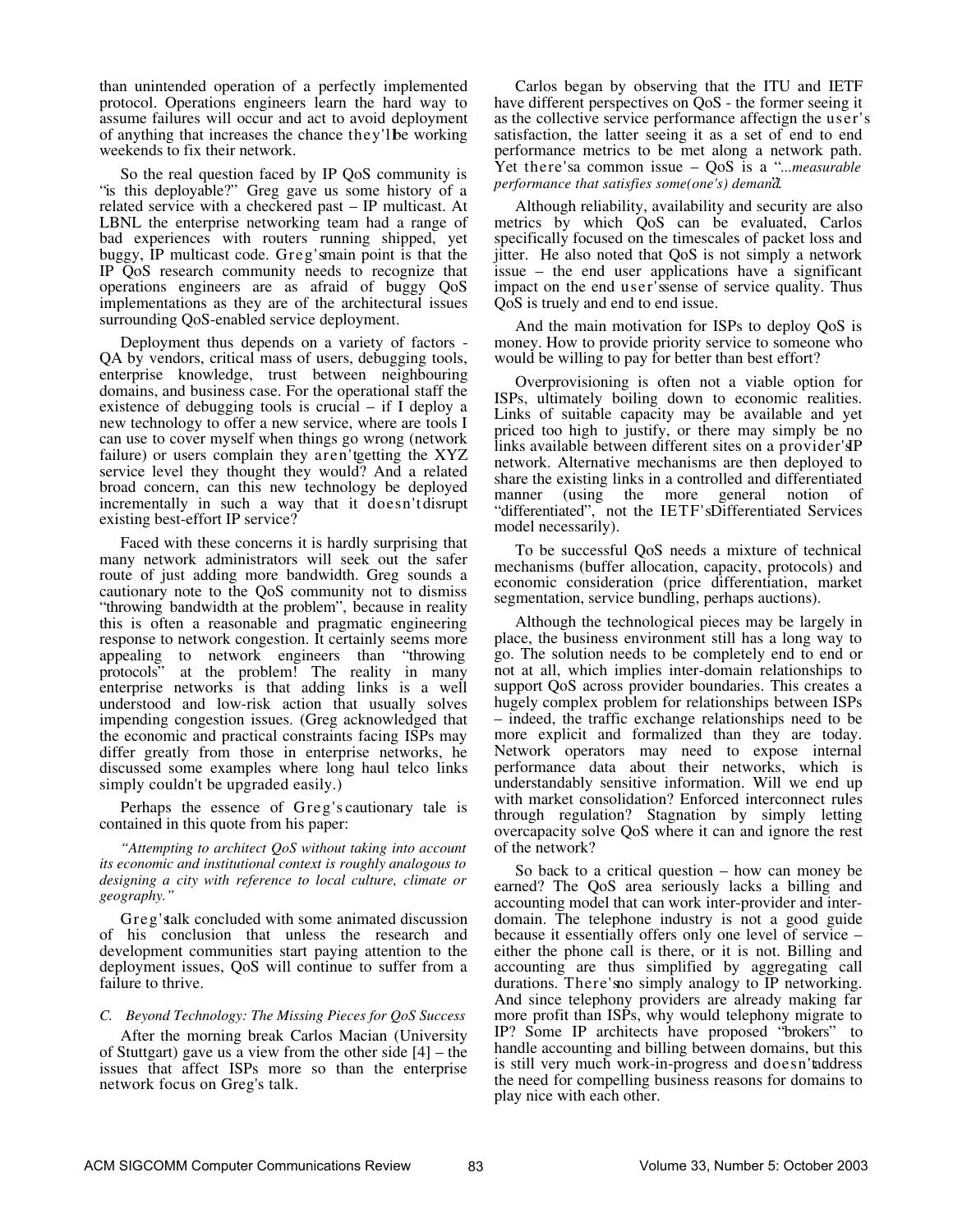than unintended operation of a perfectly implemented protocol. Operations engineers learn the hard way to assume failures will occur and act to avoid deployment of anything that increases the chance they'll be working weekends to fix their network.

So the real question faced by IP QoS community is "is this deployable?" Greg gave us some history of a related service with a checkered past – IP multicast. At LBNL the enterprise networking team had a range of bad experiences with routers running shipped, yet buggy, IP multicast code. Greg's main point is that the IP QoS research community needs to recognize that operations engineers are as afraid of buggy QoS implementations as they are of the architectural issues surrounding QoS-enabled service deployment.

Deployment thus depends on a variety of factors - QA by vendors, critical mass of users, debugging tools, enterprise knowledge, trust between neighbouring domains, and business case. For the operational staff the existence of debugging tools is crucial – if I deploy a new technology to offer a new service, where are tools I can use to cover myself when things go wrong (network failure) or users complain they aren't getting the XYZ service level they thought they would? And a related broad concern, can this new technology be deployed incrementally in such a way that it doesn't disrupt existing best-effort IP service?

Faced with these concerns it is hardly surprising that many network administrators will seek out the safer route of just adding more bandwidth. Greg sounds a cautionary note to the QoS community not to dismiss "throwing bandwidth at the problem", because in reality this is often a reasonable and pragmatic engineering response to network congestion. It certainly seems more appealing to network engineers than "throwing protocols" at the problem! The reality in many enterprise networks is that adding links is a well understood and low-risk action that usually solves impending congestion issues. (Greg acknowledged that the economic and practical constraints facing ISPs may differ greatly from those in enterprise networks, he discussed some examples where long haul telco links simply couldn't be upgraded easily.)

Perhaps the essence of Greg's cautionary tale is contained in this quote from his paper:

*"Attempting to architect QoS without taking into account its economic and institutional context is roughly analogous to designing a city with reference to local culture, climate or geography."*

Greg's talk concluded with some animated discussion of his conclusion that unless the research and development communities start paying attention to the deployment issues, QoS will continue to suffer from a failure to thrive.

### *C. Beyond Technology: The Missing Pieces for QoS Success*

After the morning break Carlos Macian (University of Stuttgart) gave us a view from the other side [4] – the issues that affect ISPs more so than the enterprise network focus on Greg's talk.

Carlos began by observing that the ITU and IETF have different perspectives on QoS - the former seeing it as the collective service performance affectign the user's satisfaction, the latter seeing it as a set of end to end performance metrics to be met along a network path. Yet there's a common issue – QoS is a "*...measurable performance that satisfies some(one's) demand*".

Although reliability, availability and security are also metrics by which QoS can be evaluated, Carlos specifically focused on the timescales of packet loss and jitter. He also noted that QoS is not simply a network issue – the end user applications have a significant impact on the end user's sense of service quality. Thus QoS is truely and end to end issue.

And the main motivation for ISPs to deploy QoS is money. How to provide priority service to someone who would be willing to pay for better than best effort?

Overprovisioning is often not a viable option for ISPs, ultimately boiling down to economic realities. Links of suitable capacity may be available and yet priced too high to justify, or there may simply be no links available between different sites on a provider's IP network. Alternative mechanisms are then deployed to share the existing links in a controlled and differentiated manner (using the more general notion of "differentiated", not the IETF's Differentiated Services model necessarily).

To be successful QoS needs a mixture of technical mechanisms (buffer allocation, capacity, protocols) and economic consideration (price differentiation, market segmentation, service bundling, perhaps auctions).

Although the technological pieces may be largely in place, the business environment still has a long way to go. The solution needs to be completely end to end or not at all, which implies inter-domain relationships to support QoS across provider boundaries. This creates a hugely complex problem for relationships between ISPs – indeed, the traffic exchange relationships need to be more explicit and formalized than they are today. Network operators may need to expose internal performance data about their networks, which is understandably sensitive information. Will we end up with market consolidation? Enforced interconnect rules through regulation? Stagnation by simply letting overcapacity solve QoS where it can and ignore the rest of the network?

So back to a critical question – how can money be earned? The QoS area seriously lacks a billing and accounting model that can work inter-provider and inter-domain. The telephone industry is not a good guide because it essentially offers only one level of service – either the phone call is there, or it is not. Billing and accounting are thus simplified by aggregating call durations. There's no simply analogy to IP networking. And since telephony providers are already making far more profit than ISPs, why would telephony migrate to IP? Some IP architects have proposed "brokers" to handle accounting and billing between domains, but this is still very much work-in-progress and doesn't address the need for compelling business reasons for domains to play nice with each other.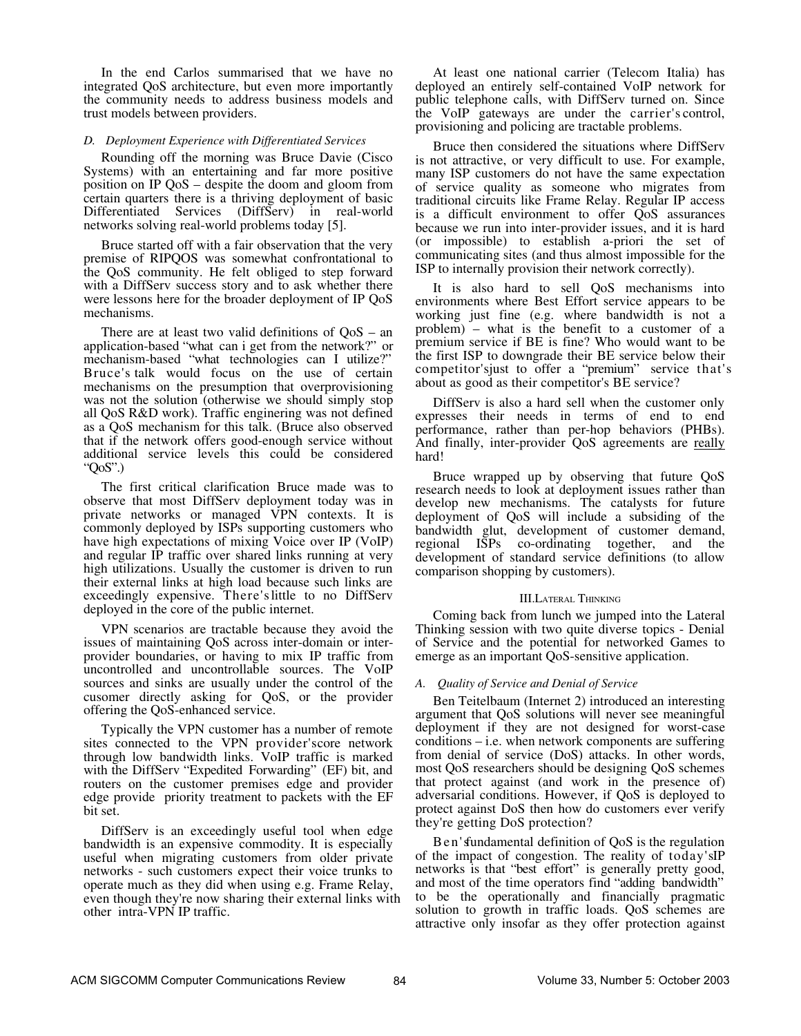In the end Carlos summarised that we have no integrated QoS architecture, but even more importantly the community needs to address business models and trust models between providers.

### *D. Deployment Experience with Differentiated Services*

Rounding off the morning was Bruce Davie (Cisco Systems) with an entertaining and far more positive position on IP QoS – despite the doom and gloom from certain quarters there is a thriving deployment of basic Differentiated Services (DiffServ) in real-world networks solving real-world problems today [5].

Bruce started off with a fair observation that the very premise of RIPQOS was somewhat confrontational to the QoS community. He felt obliged to step forward with a DiffServ success story and to ask whether there were lessons here for the broader deployment of IP QoS mechanisms.

There are at least two valid definitions of QoS – an application-based "what can i get from the network?" or mechanism-based "what technologies can I utilize?" Bruce's talk would focus on the use of certain mechanisms on the presumption that overprovisioning was not the solution (otherwise we should simply stop all QoS R&D work). Traffic enginering was not defined as a QoS mechanism for this talk. (Bruce also observed that if the network offers good-enough service without additional service levels this could be considered "QoS".)

The first critical clarification Bruce made was to observe that most DiffServ deployment today was in private networks or managed VPN contexts. It is commonly deployed by ISPs supporting customers who have high expectations of mixing Voice over IP (VoIP) and regular IP traffic over shared links running at very high utilizations. Usually the customer is driven to run their external links at high load because such links are exceedingly expensive. There's little to no DiffServ deployed in the core of the public internet.

VPN scenarios are tractable because they avoid the issues of maintaining QoS across inter-domain or inter-provider boundaries, or having to mix IP traffic from uncontrolled and uncontrollable sources. The VoIP sources and sinks are usually under the control of the cusomer directly asking for QoS, or the provider offering the QoS-enhanced service.

Typically the VPN customer has a number of remote sites connected to the VPN provider's core network through low bandwidth links. VoIP traffic is marked with the DiffServ "Expedited Forwarding" (EF) bit, and routers on the customer premises edge and provider edge provide priority treatment to packets with the EF bit set.

DiffServ is an exceedingly useful tool when edge bandwidth is an expensive commodity. It is especially useful when migrating customers from older private networks - such customers expect their voice trunks to operate much as they did when using e.g. Frame Relay, even though they're now sharing their external links with other intra-VPN IP traffic.

At least one national carrier (Telecom Italia) has deployed an entirely self-contained VoIP network for public telephone calls, with DiffServ turned on. Since the VoIP gateways are under the carrier's control, provisioning and policing are tractable problems.

Bruce then considered the situations where DiffServ is not attractive, or very difficult to use. For example, many ISP customers do not have the same expectation of service quality as someone who migrates from traditional circuits like Frame Relay. Regular IP access is a difficult environment to offer QoS assurances because we run into inter-provider issues, and it is hard (or impossible) to establish a-priori the set of communicating sites (and thus almost impossible for the ISP to internally provision their network correctly).

It is also hard to sell QoS mechanisms into environments where Best Effort service appears to be working just fine (e.g. where bandwidth is not a problem) – what is the benefit to a customer of a premium service if BE is fine? Who would want to be the first ISP to downgrade their BE service below their competitor's just to offer a "premium" service that's about as good as their competitor's BE service?

DiffServ is also a hard sell when the customer only expresses their needs in terms of end to end performance, rather than per-hop behaviors (PHBs). And finally, inter-provider QoS agreements are really hard!

Bruce wrapped up by observing that future QoS research needs to look at deployment issues rather than develop new mechanisms. The catalysts for future deployment of QoS will include a subsiding of the bandwidth glut, development of customer demand, regional ISPs co-ordinating together, and the development of standard service definitions (to allow comparison shopping by customers).

## III. Lateral Thinking

Coming back from lunch we jumped into the Lateral Thinking session with two quite diverse topics - Denial of Service and the potential for networked Games to emerge as an important QoS-sensitive application.

### *A. Quality of Service and Denial of Service*

Ben Teitelbaum (Internet 2) introduced an interesting argument that QoS solutions will never see meaningful deployment if they are not designed for worst-case conditions – i.e. when network components are suffering from denial of service (DoS) attacks. In other words, most QoS researchers should be designing QoS schemes that protect against (and work in the presence of) adversarial conditions. However, if QoS is deployed to protect against DoS then how do customers ever verify they're getting DoS protection?

Ben's fundamental definition of QoS is the regulation of the impact of congestion. The reality of today's IP networks is that "best effort" is generally pretty good, and most of the time operators find "adding bandwidth" to be the operationally and financially pragmatic solution to growth in traffic loads. QoS schemes are attractive only insofar as they offer protection against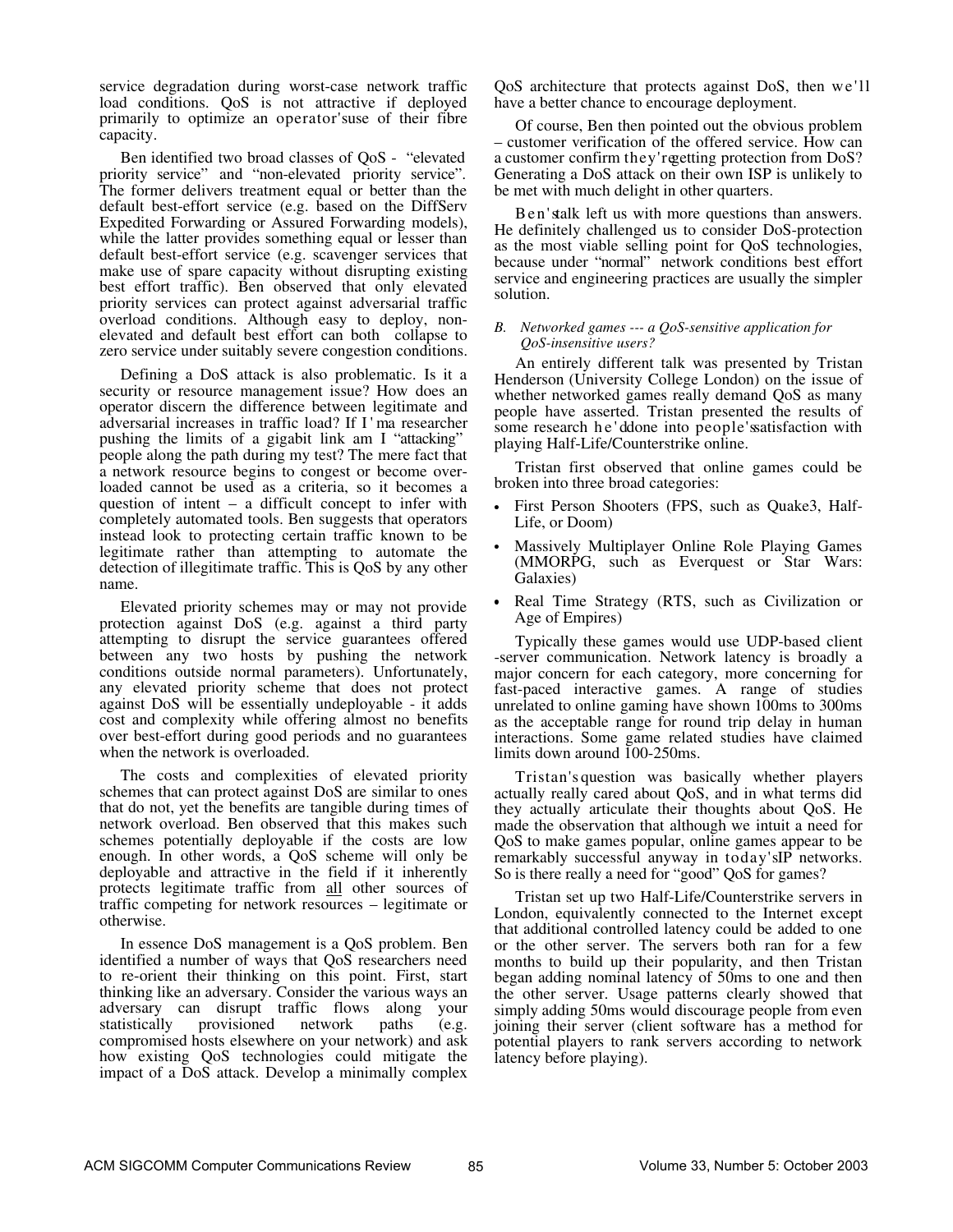service degradation during worst-case network traffic load conditions. QoS is not attractive if deployed primarily to optimize an operator's use of their fibre capacity.

Ben identified two broad classes of QoS - "elevated priority service" and "non-elevated priority service". The former delivers treatment equal or better than the default best-effort service (e.g. based on the DiffServ Expedited Forwarding or Assured Forwarding models), while the latter provides something equal or lesser than default best-effort service (e.g. scavenger services that make use of spare capacity without disrupting existing best effort traffic). Ben observed that only elevated priority services can protect against adversarial traffic overload conditions. Although easy to deploy, non-elevated and default best effort can both collapse to zero service under suitably severe congestion conditions.

Defining a DoS attack is also problematic. Is it a security or resource management issue? How does an operator discern the difference between legitimate and adversarial increases in traffic load? If I'm a researcher pushing the limits of a gigabit link am I "attacking" people along the path during my test? The mere fact that a network resource begins to congest or become over-loaded cannot be used as a criteria, so it becomes a question of intent – a difficult concept to infer with completely automated tools. Ben suggests that operators instead look to protecting certain traffic known to be legitimate rather than attempting to automate the detection of illegitimate traffic. This is QoS by any other name.

Elevated priority schemes may or may not provide protection against DoS (e.g. against a third party attempting to disrupt the service guarantees offered between any two hosts by pushing the network conditions outside normal parameters). Unfortunately, any elevated priority scheme that does not protect against DoS will be essentially undeployable - it adds cost and complexity while offering almost no benefits over best-effort during good periods and no guarantees when the network is overloaded.

The costs and complexities of elevated priority schemes that can protect against DoS are similar to ones that do not, yet the benefits are tangible during times of network overload. Ben observed that this makes such schemes potentially deployable if the costs are low enough. In other words, a QoS scheme will only be deployable and attractive in the field if it inherently protects legitimate traffic from all other sources of traffic competing for network resources – legitimate or otherwise.

In essence DoS management is a QoS problem. Ben identified a number of ways that QoS researchers need to re-orient their thinking on this point. First, start thinking like an adversary. Consider the various ways an adversary can disrupt traffic flows along your statistically provisioned network paths (e.g. compromised hosts elsewhere on your network) and ask how existing QoS technologies could mitigate the impact of a DoS attack. Develop a minimally complex QoS architecture that protects against DoS, then we'll have a better chance to encourage deployment.

Of course, Ben then pointed out the obvious problem – customer verification of the offered service. How can a customer confirm they're getting protection from DoS? Generating a DoS attack on their own ISP is unlikely to be met with much delight in other quarters.

Ben's talk left us with more questions than answers. He definitely challenged us to consider DoS-protection as the most viable selling point for QoS technologies, because under "normal" network conditions best effort service and engineering practices are usually the simpler solution.

### *B. Networked games --- a QoS-sensitive application for QoS-insensitive users?*

An entirely different talk was presented by Tristan Henderson (University College London) on the issue of whether networked games really demand QoS as many people have asserted. Tristan presented the results of some research he'd done into people's satisfaction with playing Half-Life/Counterstrike online.

Tristan first observed that online games could be broken into three broad categories:

- First Person Shooters (FPS, such as Quake3, Half-Life, or Doom)
- Massively Multiplayer Online Role Playing Games (MMORPG, such as Everquest or Star Wars: Galaxies)
- Real Time Strategy (RTS, such as Civilization or Age of Empires)

Typically these games would use UDP-based client -server communication. Network latency is broadly a major concern for each category, more concerning for fast-paced interactive games. A range of studies unrelated to online gaming have shown 100ms to 300ms as the acceptable range for round trip delay in human interactions. Some game related studies have claimed limits down around 100-250ms.

Tristan's question was basically whether players actually really cared about QoS, and in what terms did they actually articulate their thoughts about QoS. He made the observation that although we intuit a need for QoS to make games popular, online games appear to be remarkably successful anyway in today's IP networks. So is there really a need for "good" QoS for games?

Tristan set up two Half-Life/Counterstrike servers in London, equivalently connected to the Internet except that additional controlled latency could be added to one or the other server. The servers both ran for a few months to build up their popularity, and then Tristan began adding nominal latency of 50ms to one and then the other server. Usage patterns clearly showed that simply adding 50ms would discourage people from even joining their server (client software has a method for potential players to rank servers according to network latency before playing).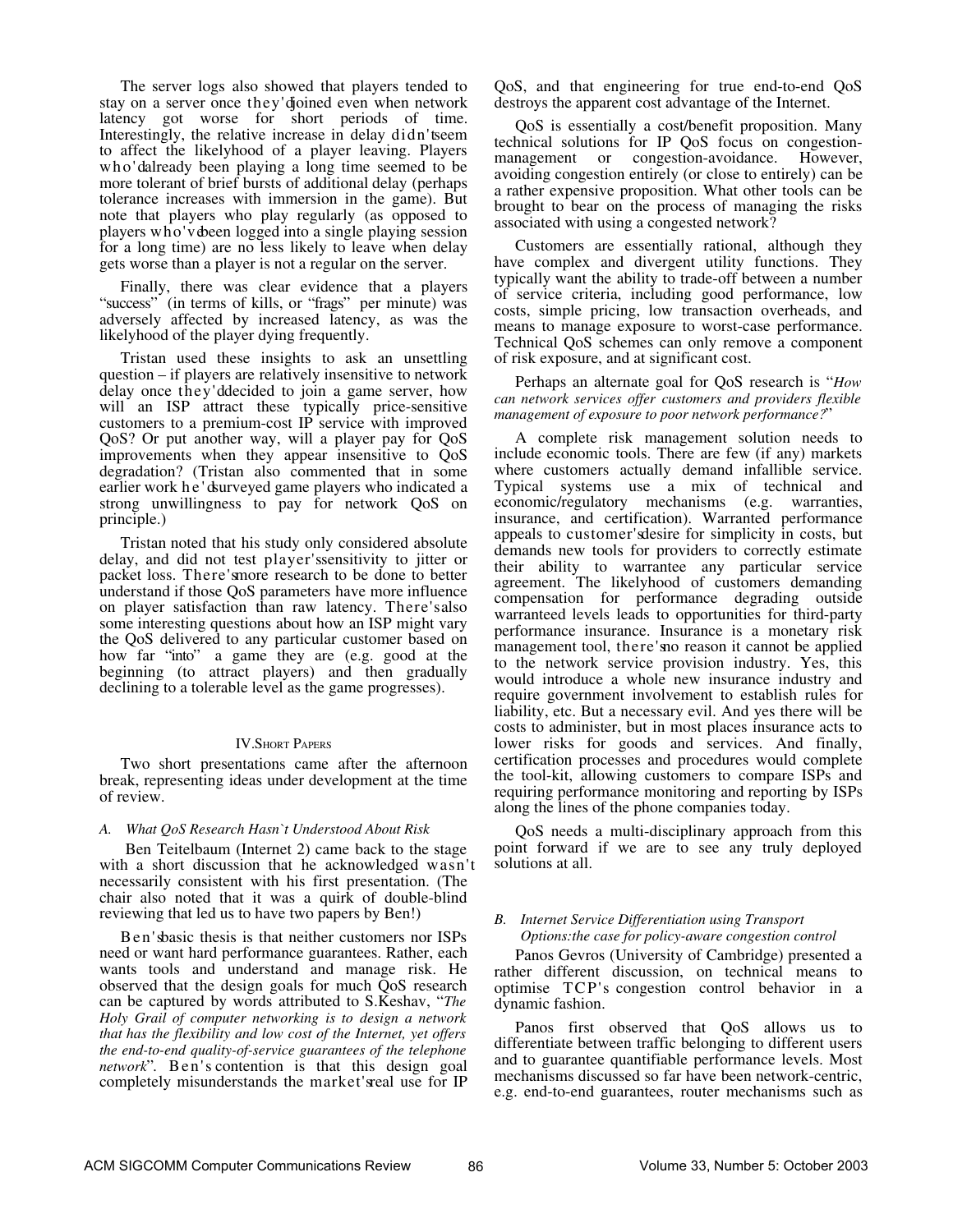The server logs also showed that players tended to stay on a server once they'd joined even when network latency got worse for short periods of time. Interestingly, the relative increase in delay didn't seem to affect the likelyhood of a player leaving. Players who'd already been playing a long time seemed to be more tolerant of brief bursts of additional delay (perhaps tolerance increases with immersion in the game). But note that players who play regularly (as opposed to players who've been logged into a single playing session for a long time) are no less likely to leave when delay gets worse than a player is not a regular on the server.

Finally, there was clear evidence that a players "success" (in terms of kills, or "frags" per minute) was adversely affected by increased latency, as was the likelyhood of the player dying frequently.

Tristan used these insights to ask an unsettling question – if players are relatively insensitive to network delay once they'd decided to join a game server, how will an ISP attract these typically price-sensitive customers to a premium-cost IP service with improved QoS? Or put another way, will a player pay for QoS improvements when they appear insensitive to QoS degradation? (Tristan also commented that in some earlier work he'd surveyed game players who indicated a strong unwillingness to pay for network QoS on principle.)

Tristan noted that his study only considered absolute delay, and did not test player's sensitivity to jitter or packet loss. There's more research to be done to better understand if those QoS parameters have more influence on player satisfaction than raw latency. There's also some interesting questions about how an ISP might vary the QoS delivered to any particular customer based on how far "into" a game they are (e.g. good at the beginning (to attract players) and then gradually declining to a tolerable level as the game progresses).

## IV. Short Papers

Two short presentations came after the afternoon break, representing ideas under development at the time of review.

### A. What QoS Research Hasn`t Understood About Risk

Ben Teitelbaum (Internet 2) came back to the stage with a short discussion that he acknowledged wasn't necessarily consistent with his first presentation. (The chair also noted that it was a quirk of double-blind reviewing that led us to have two papers by Ben!)

Ben's basic thesis is that neither customers nor ISPs need or want hard performance guarantees. Rather, each wants tools and understand and manage risk. He observed that the design goals for much QoS research can be captured by words attributed to S.Keshav, "*The Holy Grail of computer networking is to design a network that has the flexibility and low cost of the Internet, yet offers the end-to-end quality-of-service guarantees of the telephone network*". Ben's contention is that this design goal completely misunderstands the market's real use for IP QoS, and that engineering for true end-to-end QoS destroys the apparent cost advantage of the Internet.

QoS is essentially a cost/benefit proposition. Many technical solutions for IP QoS focus on congestion-management or congestion-avoidance. However, avoiding congestion entirely (or close to entirely) can be a rather expensive proposition. What other tools can be brought to bear on the process of managing the risks associated with using a congested network?

Customers are essentially rational, although they have complex and divergent utility functions. They typically want the ability to trade-off between a number of service criteria, including good performance, low costs, simple pricing, low transaction overheads, and means to manage exposure to worst-case performance. Technical QoS schemes can only remove a component of risk exposure, and at significant cost.

Perhaps an alternate goal for QoS research is "*How can network services offer customers and providers flexible management of exposure to poor network performance?*"

A complete risk management solution needs to include economic tools. There are few (if any) markets where customers actually demand infallible service. Typical systems use a mix of technical and economic/regulatory mechanisms (e.g. warranties, insurance, and certification). Warranted performance appeals to customer's desire for simplicity in costs, but demands new tools for providers to correctly estimate their ability to warrantee any particular service agreement. The likelihood of customers demanding compensation for performance degrading outside warranteed levels leads to opportunities for third-party performance insurance. Insurance is a monetary risk management tool, there's no reason it cannot be applied to the network service provision industry. Yes, this would introduce a whole new insurance industry and require government involvement to establish rules for liability, etc. But a necessary evil. And yes there will be costs to administer, but in most places insurance acts to lower risks for goods and services. And finally, certification processes and procedures would complete the tool-kit, allowing customers to compare ISPs and requiring performance monitoring and reporting by ISPs along the lines of the phone companies today.

QoS needs a multi-disciplinary approach from this point forward if we are to see any truly deployed solutions at all.

### B. Internet Service Differentiation using Transport Options: the case for policy-aware congestion control

Panos Gevros (University of Cambridge) presented a rather different discussion, on technical means to optimise TCP's congestion control behavior in a dynamic fashion.

Panos first observed that QoS allows us to differentiate between traffic belonging to different users and to guarantee quantifiable performance levels. Most mechanisms discussed so far have been network-centric, e.g. end-to-end guarantees, router mechanisms such as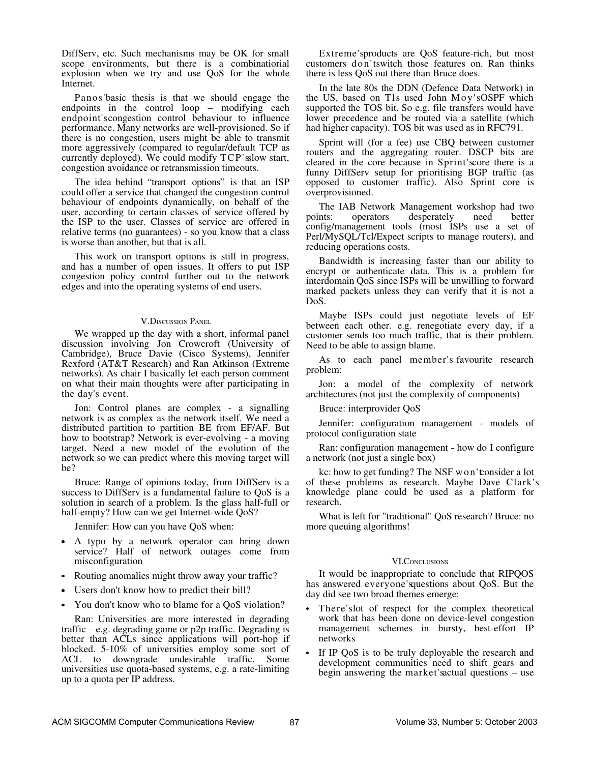DiffServ, etc. Such mechanisms may be OK for small scope environments, but there is a combinatiorial explosion when we try and use QoS for the whole Internet.

Panos's basic thesis is that we should engage the endpoints in the control loop – modifying each endpoint's congestion control behaviour to influence performance. Many networks are well-provisioned. So if there is no congestion, users might be able to transmit more aggressively (compared to regular/default TCP as currently deployed). We could modify TCP's slow start, congestion avoidance or retransmission timeouts.

The idea behind "transport options" is that an ISP could offer a service that changed the congestion control behaviour of endpoints dynamically, on behalf of the user, according to certain classes of service offered by the ISP to the user. Classes of service are offered in relative terms (no guarantees) - so you know that a class is worse than another, but that is all.

This work on transport options is still in progress, and has a number of open issues. It offers to put ISP congestion policy control further out to the network edges and into the operating systems of end users.

## V. Discussion Panel

We wrapped up the day with a short, informal panel discussion involving Jon Crowcroft (University of Cambridge), Bruce Davie (Cisco Systems), Jennifer Rexford (AT&T Research) and Ran Atkinson (Extreme networks). As chair I basically let each person comment on what their main thoughts were after participating in the day's event.

Jon: Control planes are complex - a signalling network is as complex as the network itself. We need a distributed partition to partition BE from EF/AF. But how to bootstrap? Network is ever-evolving - a moving target. Need a new model of the evolution of the network so we can predict where this moving target will be?

Bruce: Range of opinions today, from DiffServ is a success to DiffServ is a fundamental failure to QoS is a solution in search of a problem. Is the glass half-full or half-empty? How can we get Internet-wide QoS?

Jennifer: How can you have QoS when:

- A typo by a network operator can bring down service? Half of network outages come from misconfiguration
- Routing anomalies might throw away your traffic?
- Users don't know how to predict their bill?
- You don't know who to blame for a QoS violation?

Ran: Universities are more interested in degrading traffic – e.g. degrading game or p2p traffic. Degrading is better than ACLs since applications will port-hop if blocked. 5-10% of universities employ some sort of ACL to downgrade undesirable traffic. Some universities use quota-based systems, e.g. a rate-limiting up to a quota per IP address.

Extreme's products are QoS feature-rich, but most customers don't switch those features on. Ran thinks there is less QoS out there than Bruce does.

In the late 80s the DDN (Defence Data Network) in the US, based on T1s used John Moy's OSPF which supported the TOS bit. So e.g. file transfers would have lower precedence and be routed via a satellite (which had higher capacity). TOS bit was used as in RFC791.

Sprint will (for a fee) use CBQ between customer routers and the aggregating router. DSCP bits are cleared in the core because in Sprint's core there is a funny DiffServ setup for prioritising BGP traffic (as opposed to customer traffic). Also Sprint core is overprovisioned.

The IAB Network Management workshop had two points: operators desperately need better config/management tools (most ISPs use a set of Perl/MySQL/Tcl/Expect scripts to manage routers), and reducing operations costs.

Bandwidth is increasing faster than our ability to encrypt or authenticate data. This is a problem for interdomain QoS since ISPs will be unwilling to forward marked packets unless they can verify that it is not a DoS.

Maybe ISPs could just negotiate levels of EF between each other. e.g. renegotiate every day, if a customer sends too much traffic, that is their problem. Need to be able to assign blame.

As to each panel member's favourite research problem:

Jon: a model of the complexity of network architectures (not just the complexity of components)

Bruce: interprovider QoS

Jennifer: configuration management - models of protocol configuration state

Ran: configuration management - how do I configure a network (not just a single box)

kc: how to get funding? The NSF won't consider a lot of these problems as research. Maybe Dave Clark's knowledge plane could be used as a platform for research.

What is left for "traditional" QoS research? Bruce: no more queuing algorithms!

## VI. Conclusions

It would be inappropriate to conclude that RIPQOS has answered everyone's questions about QoS. But the day did see two broad themes emerge:

- There's lot of respect for the complex theoretical work that has been done on device-level congestion management schemes in bursty, best-effort IP networks
- If IP QoS is to be truly deployable the research and development communities need to shift gears and begin answering the market's actual questions – use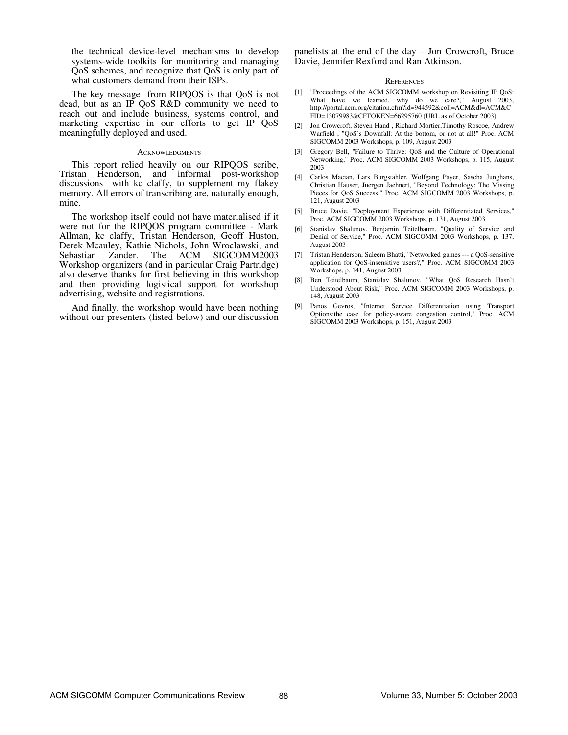the technical device-level mechanisms to develop systems-wide toolkits for monitoring and managing QoS schemes, and recognize that QoS is only part of what customers demand from their ISPs.

The key message from RIPQOS is that QoS is not dead, but as an IP QoS R&D community we need to reach out and include business, systems control, and marketing expertise in our efforts to get IP QoS meaningfully deployed and used.

## Acknowledgments

This report relied heavily on our RIPQOS scribe, Tristan Henderson, and informal post-workshop discussions with kc claffy, to supplement my flakey memory. All errors of transcribing are, naturally enough, mine.

The workshop itself could not have materialised if it were not for the RIPQOS program committee - Mark Allman, kc claffy, Tristan Henderson, Geoff Huston, Derek Mcauley, Kathie Nichols, John Wroclawski, and Sebastian Zander. The ACM SIGCOMM2003 Workshop organizers (and in particular Craig Partridge) also deserve thanks for first believing in this workshop and then providing logistical support for workshop advertising, website and registrations.

And finally, the workshop would have been nothing without our presenters (listed below) and our discussion panelists at the end of the day – Jon Crowcroft, Bruce Davie, Jennifer Rexford and Ran Atkinson.

## References

[1] "Proceedings of the ACM SIGCOMM workshop on Revisiting IP QoS: What have we learned, why do we care?," August 2003, http://portal.acm.org/citation.cfm?id=944592&coll=ACM&dl=ACM&CFID=13079983&CFTOKEN=66295760 (URL as of October 2003)

[2] Jon Crowcroft, Steven Hand , Richard Mortier,Timothy Roscoe, Andrew Warfield , "QoS`s Downfall: At the bottom, or not at all!" Proc. ACM SIGCOMM 2003 Workshops, p. 109, August 2003

[3] Gregory Bell, "Failure to Thrive: QoS and the Culture of Operational Networking," Proc. ACM SIGCOMM 2003 Workshops, p. 115, August 2003

[4] Carlos Macian, Lars Burgstahler, Wolfgang Payer, Sascha Junghans, Christian Hauser, Juergen Jaehnert, "Beyond Technology: The Missing Pieces for QoS Success," Proc. ACM SIGCOMM 2003 Workshops, p. 121, August 2003

[5] Bruce Davie, "Deployment Experience with Differentiated Services," Proc. ACM SIGCOMM 2003 Workshops, p. 131, August 2003

[6] Stanislav Shalunov, Benjamin Teitelbaum, "Quality of Service and Denial of Service," Proc. ACM SIGCOMM 2003 Workshops, p. 137, August 2003

[7] Tristan Henderson, Saleem Bhatti, "Networked games --- a QoS-sensitive application for QoS-insensitive users?," Proc. ACM SIGCOMM 2003 Workshops, p. 141, August 2003

[8] Ben Teitelbaum, Stanislav Shalunov, "What QoS Research Hasn`t Understood About Risk," Proc. ACM SIGCOMM 2003 Workshops, p. 148, August 2003

[9] Panos Gevros, "Internet Service Differentiation using Transport Options:the case for policy-aware congestion control," Proc. ACM SIGCOMM 2003 Workshops, p. 151, August 2003